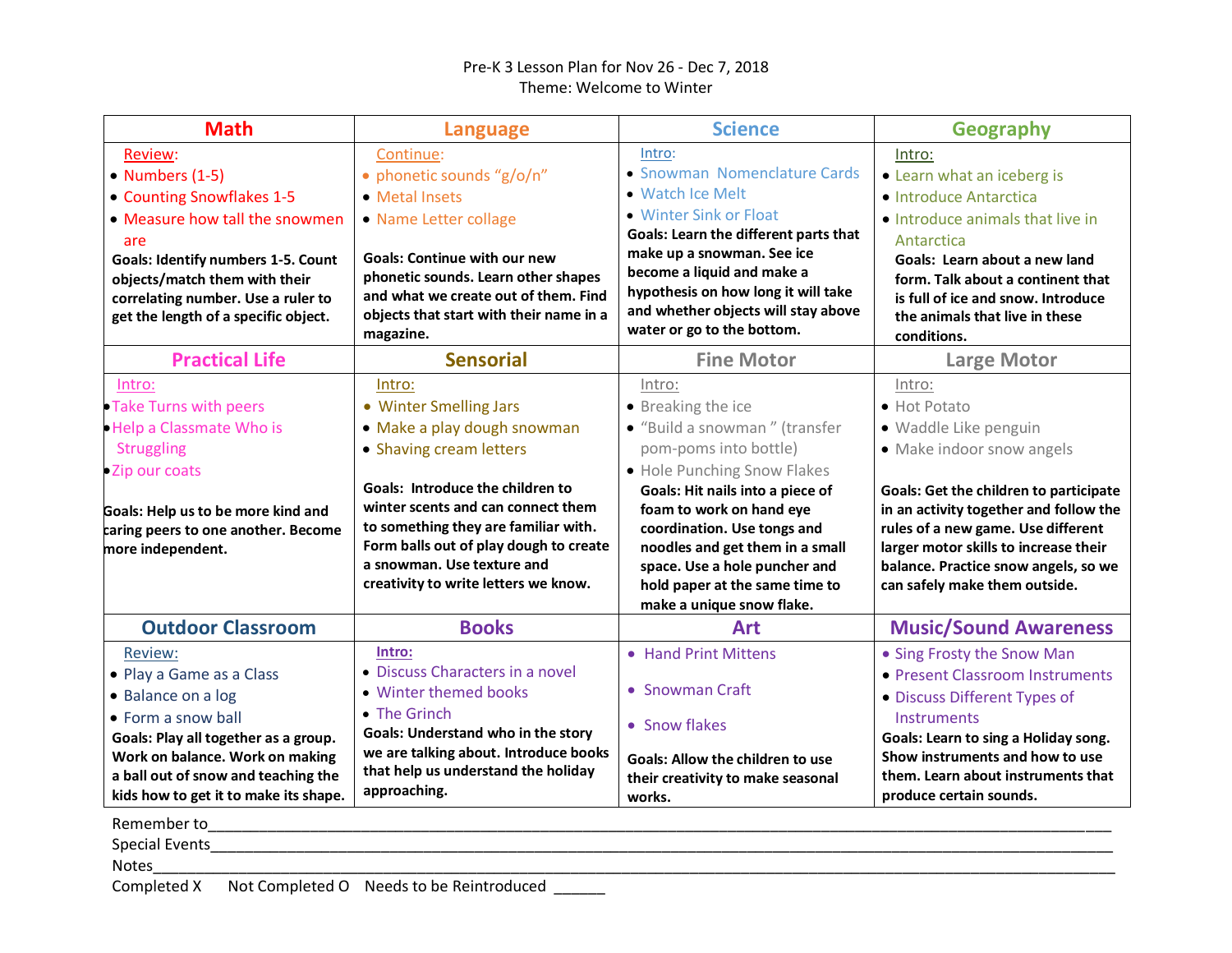Pre-K 3 Lesson Plan for Nov 26 - Dec 7, 2018

Theme: Welcome to Winter

| Math | Language | Science | Geography |
|---|---|---|---|
| Review:<br>• Numbers (1-5)<br>• Counting Snowflakes 1-5<br>• Measure how tall the snowmen are<br>**Goals: Identify numbers 1-5. Count objects/match them with their correlating number. Use a ruler to get the length of a specific object.** | Continue:<br>• phonetic sounds "g/o/n"<br>• Metal Insets<br>• Name Letter collage<br><br>**Goals: Continue with our new phonetic sounds. Learn other shapes and what we create out of them. Find objects that start with their name in a magazine.** | Intro:<br>• Snowman Nomenclature Cards<br>• Watch Ice Melt<br>• Winter Sink or Float<br>**Goals: Learn the different parts that make up a snowman. See ice become a liquid and make a hypothesis on how long it will take and whether objects will stay above water or go to the bottom.** | Intro:<br>• Learn what an iceberg is<br>• Introduce Antarctica<br>• Introduce animals that live in Antarctica<br>**Goals: Learn about a new land form. Talk about a continent that is full of ice and snow. Introduce the animals that live in these conditions.** |
| **Practical Life** | **Sensorial** | **Fine Motor** | **Large Motor** |
| Intro:<br>• Take Turns with peers<br>• Help a Classmate Who is Struggling<br>• Zip our coats<br><br>**Goals: Help us to be more kind and caring peers to one another. Become more independent.** | Intro:<br>• Winter Smelling Jars<br>• Make a play dough snowman<br>• Shaving cream letters<br><br>**Goals: Introduce the children to winter scents and can connect them to something they are familiar with. Form balls out of play dough to create a snowman. Use texture and creativity to write letters we know.** | Intro:<br>• Breaking the ice<br>• "Build a snowman " (transfer pom-poms into bottle)<br>• Hole Punching Snow Flakes<br>**Goals: Hit nails into a piece of foam to work on hand eye coordination. Use tongs and noodles and get them in a small space. Use a hole puncher and hold paper at the same time to make a unique snow flake.** | Intro:<br>• Hot Potato<br>• Waddle Like penguin<br>• Make indoor snow angels<br><br>**Goals: Get the children to participate in an activity together and follow the rules of a new game. Use different larger motor skills to increase their balance. Practice snow angels, so we can safely make them outside.** |
| **Outdoor Classroom** | **Books** | **Art** | **Music/Sound Awareness** |
| Review:<br>• Play a Game as a Class<br>• Balance on a log<br>• Form a snow ball<br>**Goals: Play all together as a group. Work on balance. Work on making a ball out of snow and teaching the kids how to get it to make its shape.** | Intro:<br>• Discuss Characters in a novel<br>• Winter themed books<br>• The Grinch<br>**Goals: Understand who in the story we are talking about. Introduce books that help us understand the holiday approaching.** | • Hand Print Mittens<br><br>• Snowman Craft<br><br>• Snow flakes<br><br>**Goals: Allow the children to use their creativity to make seasonal works.** | • Sing Frosty the Snow Man<br>• Present Classroom Instruments<br>• Discuss Different Types of Instruments<br>**Goals: Learn to sing a Holiday song. Show instruments and how to use them. Learn about instruments that produce certain sounds.** |

Remember to___________________________________________________________________________________

Special Events__________________________________________________________________________________

Notes_________________________________________________________________________________________

Completed X Not Completed O Needs to be Reintroduced ______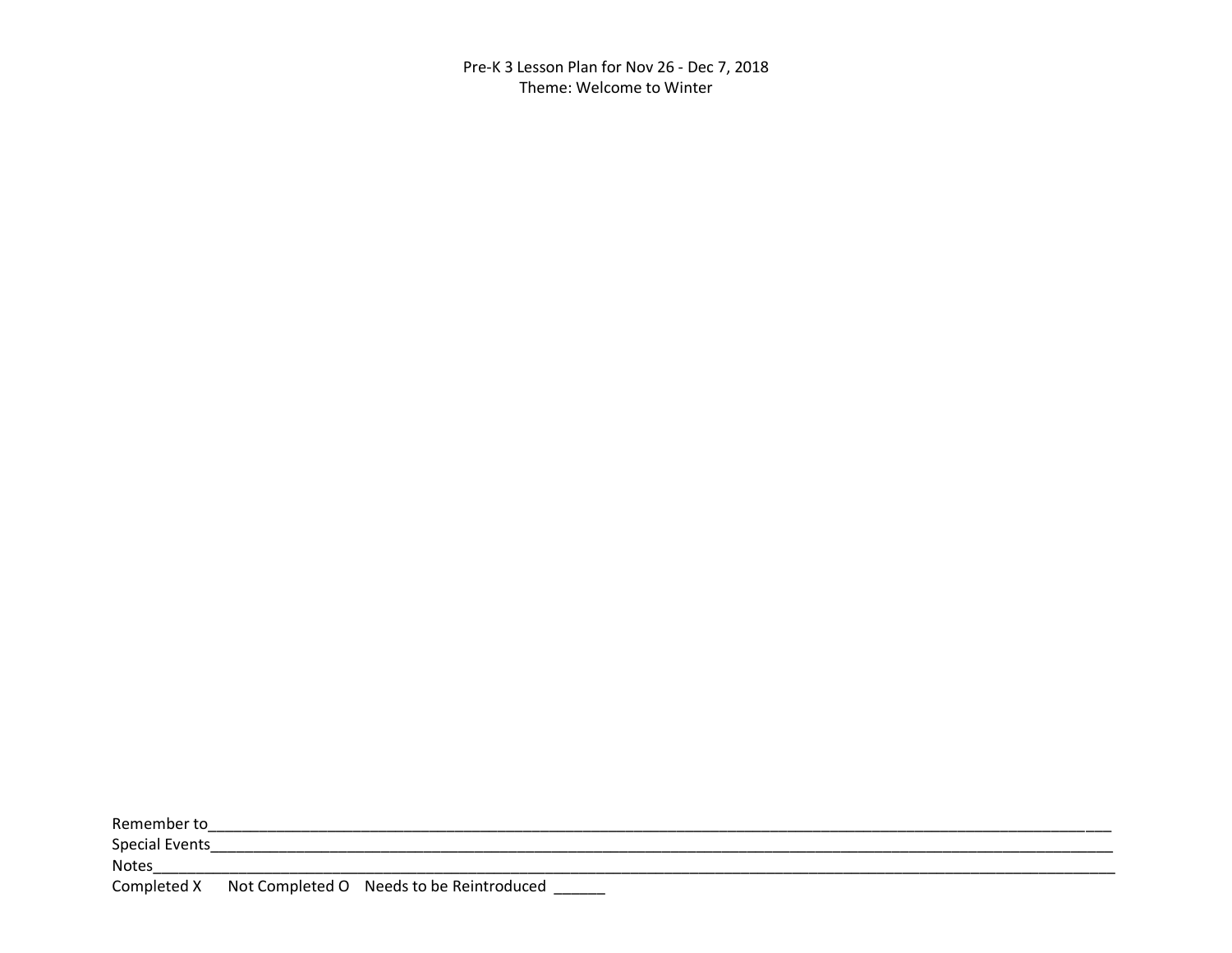Pre-K 3 Lesson Plan for Nov 26 - Dec 7, 2018

Theme: Welcome to Winter

Remember to________________________________________________________________________________________________

Special Events______________________________________________________________________________________________

Notes_____________________________________________________________________________________________________

Completed X      Not Completed O    Needs to be Reintroduced ______